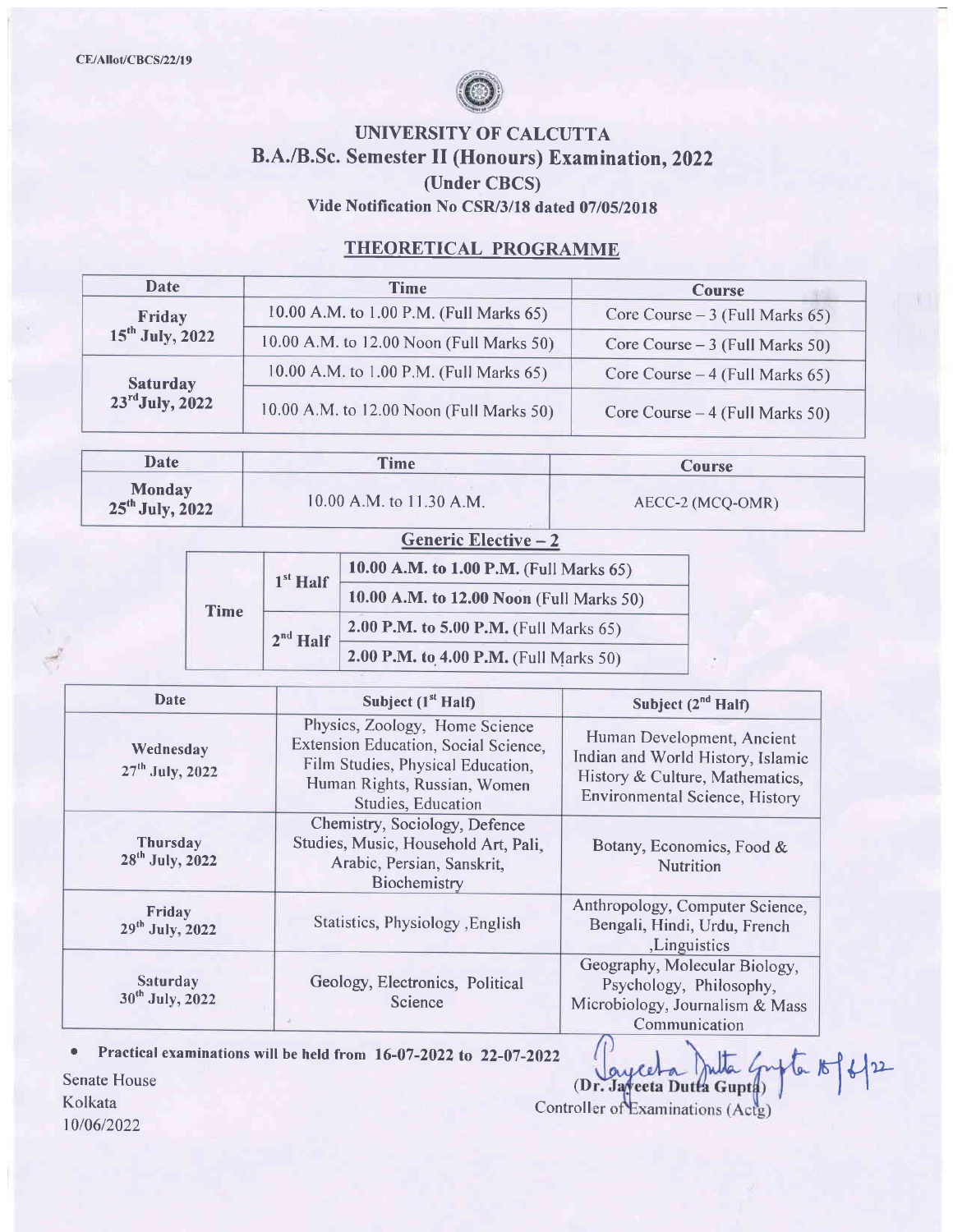CE/Allot/CBCS/22/19

# UNIVERSITY OF CALCUTTA

## B.A./B.Sc. Semester II (Honours) Examination, 2022

### (Under CBCS)

**Vide Notification No CSR/3/18 dated 07/05/2018**

### THEORETICAL PROGRAMME

| Date | Time | Course |
|---|---|---|
| Friday 15th July, 2022 | 10.00 A.M. to 1.00 P.M. (Full Marks 65) | Core Course – 3 (Full Marks 65) |
| | 10.00 A.M. to 12.00 Noon (Full Marks 50) | Core Course – 3 (Full Marks 50) |
| Saturday 23rd July, 2022 | 10.00 A.M. to 1.00 P.M. (Full Marks 65) | Core Course – 4 (Full Marks 65) |
| | 10.00 A.M. to 12.00 Noon (Full Marks 50) | Core Course – 4 (Full Marks 50) |

| Date | Time | Course |
|---|---|---|
| Monday 25th July, 2022 | 10.00 A.M. to 11.30 A.M. | AECC-2 (MCQ-OMR) |

### Generic Elective – 2

| Time | | |
|---|---|---|
| Time | 1st Half | **10.00 A.M. to 1.00 P.M.** (Full Marks 65) |
| | | **10.00 A.M. to 12.00 Noon** (Full Marks 50) |
| | 2nd Half | **2.00 P.M. to 5.00 P.M.** (Full Marks 65) |
| | | **2.00 P.M. to 4.00 P.M.** (Full Marks 50) |

| Date | Subject (1st Half) | Subject (2nd Half) |
|---|---|---|
| Wednesday 27th July, 2022 | Physics, Zoology, Home Science Extension Education, Social Science, Film Studies, Physical Education, Human Rights, Russian, Women Studies, Education | Human Development, Ancient Indian and World History, Islamic History & Culture, Mathematics, Environmental Science, History |
| Thursday 28th July, 2022 | Chemistry, Sociology, Defence Studies, Music, Household Art, Pali, Arabic, Persian, Sanskrit, Biochemistry | Botany, Economics, Food & Nutrition |
| Friday 29th July, 2022 | Statistics, Physiology ,English | Anthropology, Computer Science, Bengali, Hindi, Urdu, French ,Linguistics |
| Saturday 30th July, 2022 | Geology, Electronics, Political Science | Geography, Molecular Biology, Psychology, Philosophy, Microbiology, Journalism & Mass Communication |

- **Practical examinations will be held from 16-07-2022 to 22-07-2022**

Senate House
Kolkata
10/06/2022

Jayeeta Dutta Gupta 10/6/22
(Dr. Jayeeta Dutta Gupta)
Controller of Examinations (Actg)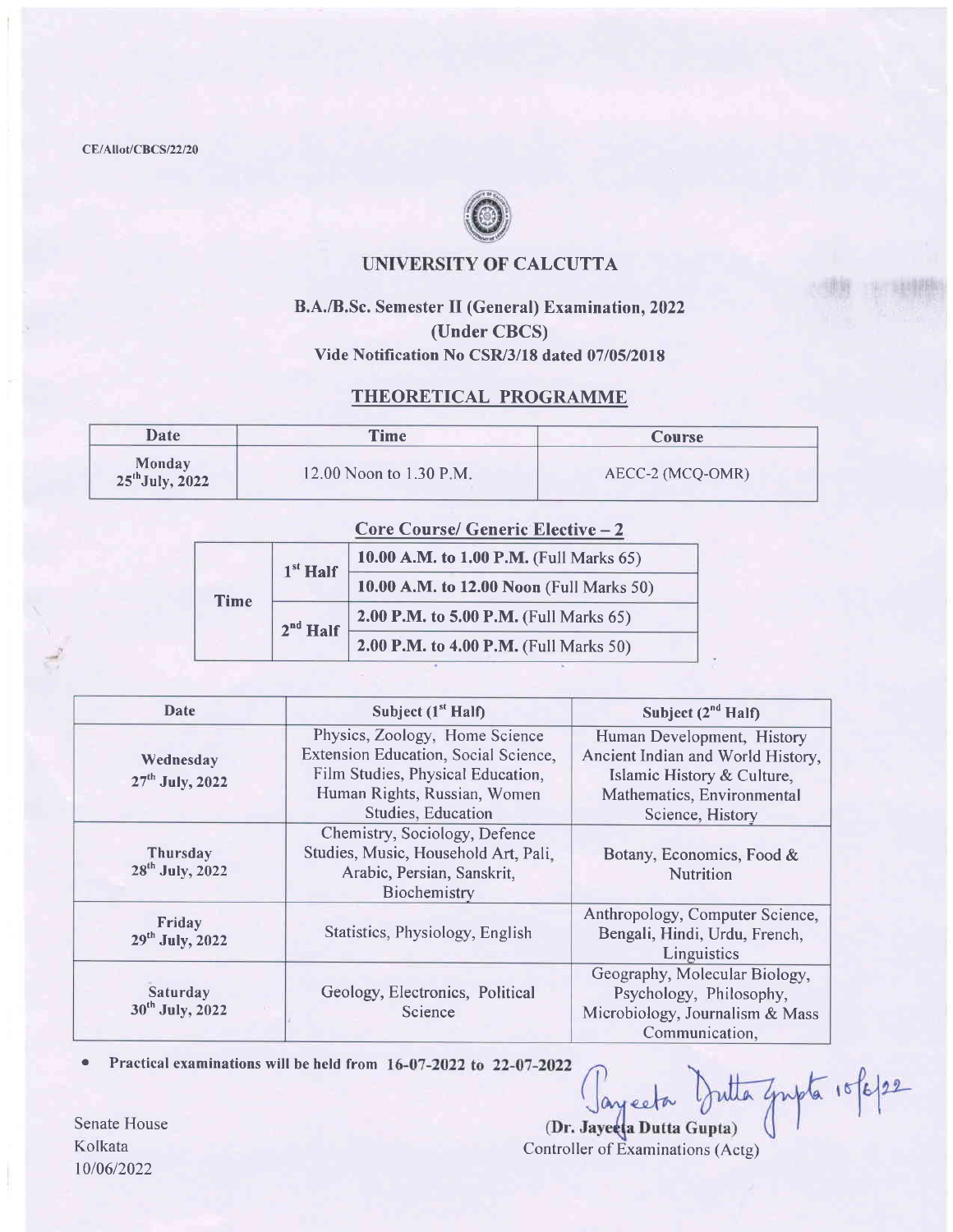CE/Allot/CBCS/22/20

# UNIVERSITY OF CALCUTTA

## B.A./B.Sc. Semester II (General) Examination, 2022
## (Under CBCS)
### Vide Notification No CSR/3/18 dated 07/05/2018

### THEORETICAL PROGRAMME

| Date | Time | Course |
|---|---|---|
| Monday 25th July, 2022 | 12.00 Noon to 1.30 P.M. | AECC-2 (MCQ-OMR) |

### Core Course/ Generic Elective – 2

| | | |
|---|---|---|
| Time | 1st Half | **10.00 A.M. to 1.00 P.M.** (Full Marks 65) |
| | | **10.00 A.M. to 12.00 Noon** (Full Marks 50) |
| | 2nd Half | **2.00 P.M. to 5.00 P.M.** (Full Marks 65) |
| | | **2.00 P.M. to 4.00 P.M.** (Full Marks 50) |

| Date | Subject (1st Half) | Subject (2nd Half) |
|---|---|---|
| Wednesday 27th July, 2022 | Physics, Zoology, Home Science Extension Education, Social Science, Film Studies, Physical Education, Human Rights, Russian, Women Studies, Education | Human Development, History Ancient Indian and World History, Islamic History & Culture, Mathematics, Environmental Science, History |
| Thursday 28th July, 2022 | Chemistry, Sociology, Defence Studies, Music, Household Art, Pali, Arabic, Persian, Sanskrit, Biochemistry | Botany, Economics, Food & Nutrition |
| Friday 29th July, 2022 | Statistics, Physiology, English | Anthropology, Computer Science, Bengali, Hindi, Urdu, French, Linguistics |
| Saturday 30th July, 2022 | Geology, Electronics, Political Science | Geography, Molecular Biology, Psychology, Philosophy, Microbiology, Journalism & Mass Communication, |

- **Practical examinations will be held from 16-07-2022 to 22-07-2022**

Jayeeta Dutta Gupta 10/6/22
**(Dr. Jayeeta Dutta Gupta)**
Controller of Examinations (Actg)

Senate House
Kolkata
10/06/2022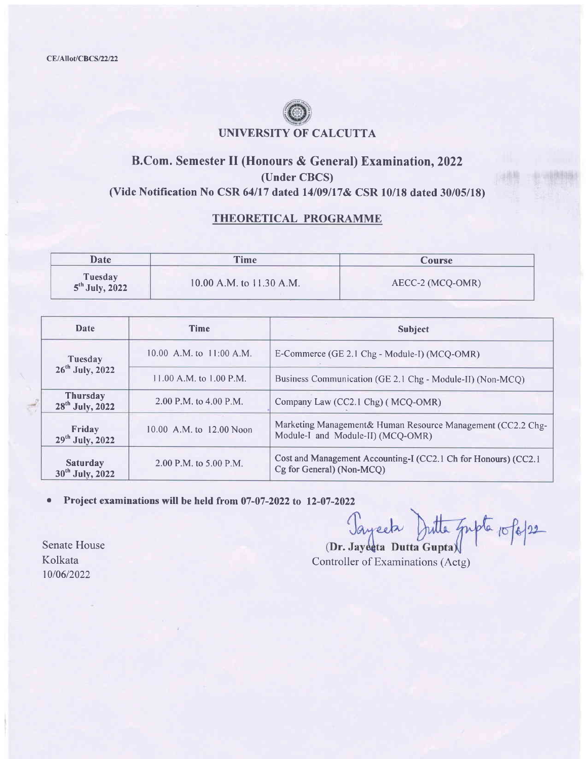CE/Allot/CBCS/22/22

## UNIVERSITY OF CALCUTTA

## B.Com. Semester II (Honours & General) Examination, 2022

### (Under CBCS)

### (Vide Notification No CSR 64/17 dated 14/09/17& CSR 10/18 dated 30/05/18)

### THEORETICAL PROGRAMME

| Date | Time | Course |
|---|---|---|
| Tuesday 5th July, 2022 | 10.00 A.M. to 11.30 A.M. | AECC-2 (MCQ-OMR) |

| Date | Time | Subject |
|---|---|---|
| Tuesday 26th July, 2022 | 10.00 A.M. to 11:00 A.M. | E-Commerce (GE 2.1 Chg - Module-I) (MCQ-OMR) |
| | 11.00 A.M. to 1.00 P.M. | Business Communication (GE 2.1 Chg - Module-II) (Non-MCQ) |
| Thursday 28th July, 2022 | 2.00 P.M. to 4.00 P.M. | Company Law (CC2.1 Chg) ( MCQ-OMR) |
| Friday 29th July, 2022 | 10.00 A.M. to 12.00 Noon | Marketing Management& Human Resource Management (CC2.2 Chg-Module-I and Module-II) (MCQ-OMR) |
| Saturday 30th July, 2022 | 2.00 P.M. to 5.00 P.M. | Cost and Management Accounting-I (CC2.1 Ch for Honours) (CC2.1 Cg for General) (Non-MCQ) |

- **Project examinations will be held from 07-07-2022 to 12-07-2022**

Jayeeta Dutta Gupta 10/6/22

**(Dr. Jayeeta Dutta Gupta)**
Controller of Examinations (Actg)

Senate House
Kolkata
10/06/2022